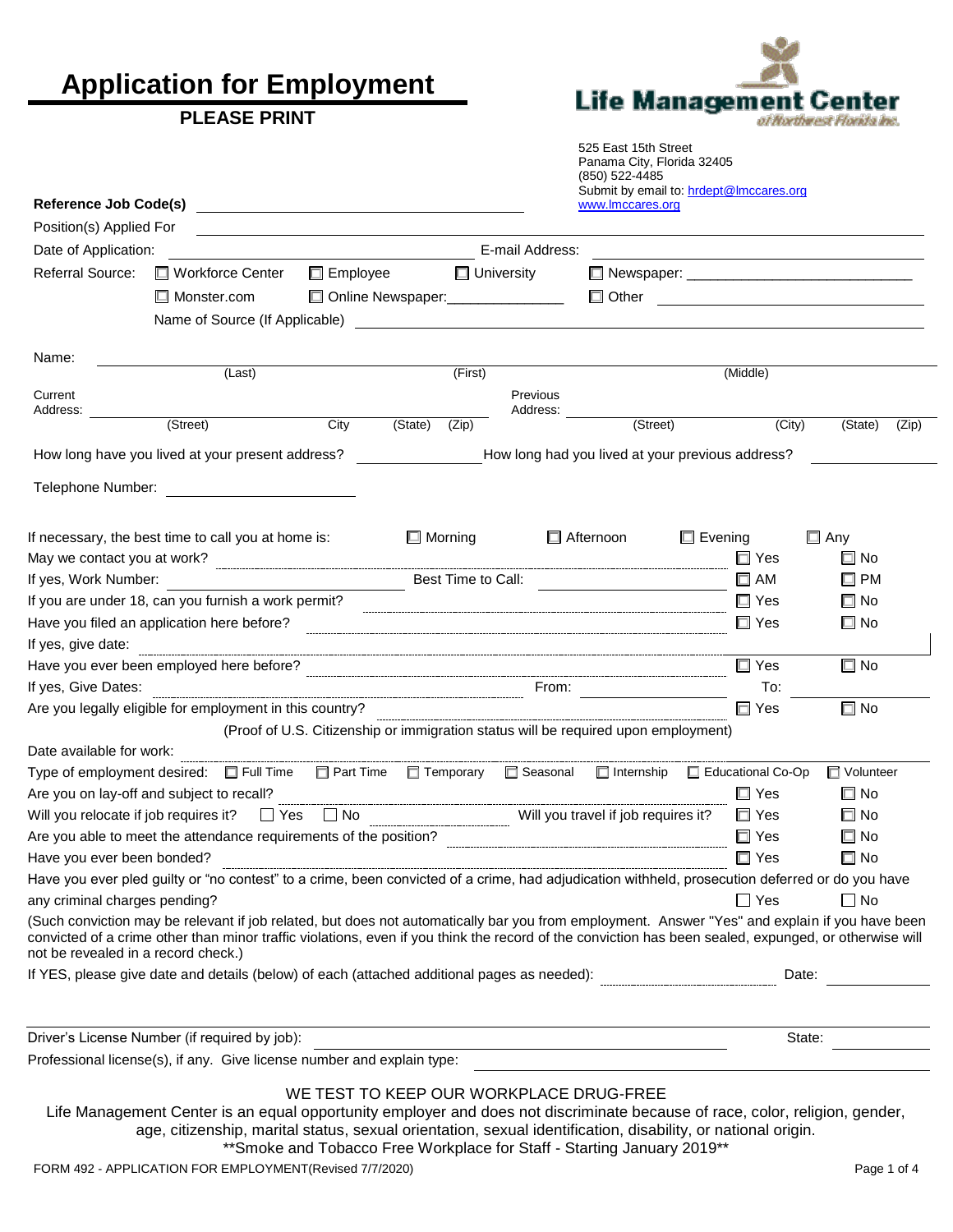# Application for Employment

**PLEASE PRINT**

**Life Management Center**
*of Northwest Florida Inc.*

525 East 15th Street
Panama City, Florida 32405
(850) 522-4485
Submit by email to: hrdept@lmccares.org
www.lmccares.org

**Reference Job Code(s)** ______________________________

Position(s) Applied For ______________________________

Date of Application: ______________________ E-mail Address: ______________________

Referral Source: ☐ Workforce Center ☐ Employee ☐ University ☐ Newspaper: ______________________

☐ Monster.com ☐ Online Newspaper:______________ ☐ Other ______________________

Name of Source (If Applicable) ______________________________

Name: ______________________________________________
(Last) (First) (Middle)

Current Address: ______________________________________________
(Street) City (State) (Zip)

Previous Address: ______________________________________________
(Street) (City) (State) (Zip)

How long have you lived at your present address? ______________ How long had you lived at your previous address? ______________

Telephone Number: ______________________

If necessary, the best time to call you at home is: ☐ Morning ☐ Afternoon ☐ Evening ☐ Any

May we contact you at work? ☐ Yes ☐ No

If yes, Work Number: ______________ Best Time to Call: ______________ ☐ AM ☐ PM

If you are under 18, can you furnish a work permit? ☐ Yes ☐ No

Have you filed an application here before? ☐ Yes ☐ No

If yes, give date: ______________________

Have you ever been employed here before? ☐ Yes ☐ No

If yes, Give Dates: ______________ From: ______________ To: ______________

Are you legally eligible for employment in this country? ☐ Yes ☐ No

(Proof of U.S. Citizenship or immigration status will be required upon employment)

Date available for work: ______________________

Type of employment desired: ☐ Full Time ☐ Part Time ☐ Temporary ☐ Seasonal ☐ Internship ☐ Educational Co-Op ☐ Volunteer

Are you on lay-off and subject to recall? ☐ Yes ☐ No

Will you relocate if job requires it? ☐ Yes ☐ No Will you travel if job requires it? ☐ Yes ☐ No

Are you able to meet the attendance requirements of the position? ☐ Yes ☐ No

Have you ever been bonded? ☐ Yes ☐ No

Have you ever pled guilty or "no contest" to a crime, been convicted of a crime, had adjudication withheld, prosecution deferred or do you have any criminal charges pending? ☐ Yes ☐ No

(Such conviction may be relevant if job related, but does not automatically bar you from employment. Answer "Yes" and explain if you have been convicted of a crime other than minor traffic violations, even if you think the record of the conviction has been sealed, expunged, or otherwise will not be revealed in a record check.)

If YES, please give date and details (below) of each (attached additional pages as needed): ______________ Date: ______________

Driver's License Number (if required by job): ______________________ State: ______________

Professional license(s), if any. Give license number and explain type: ______________________

WE TEST TO KEEP OUR WORKPLACE DRUG-FREE

Life Management Center is an equal opportunity employer and does not discriminate because of race, color, religion, gender, age, citizenship, marital status, sexual orientation, sexual identification, disability, or national origin.

**Smoke and Tobacco Free Workplace for Staff - Starting January 2019**

FORM 492 - APPLICATION FOR EMPLOYMENT(Revised 7/7/2020)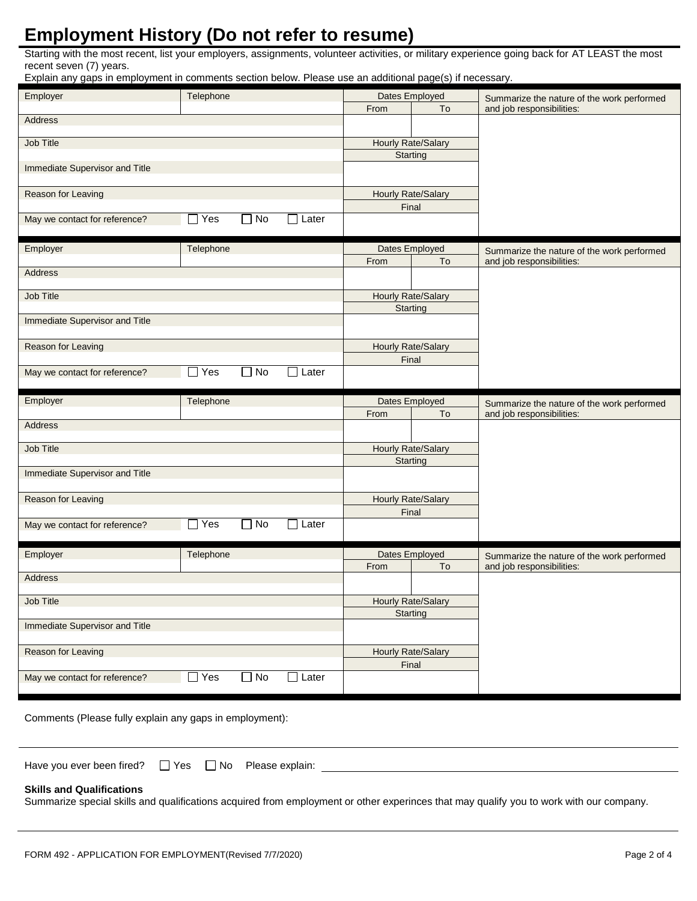# Employment History (Do not refer to resume)

Starting with the most recent, list your employers, assignments, volunteer activities, or military experience going back for AT LEAST the most recent seven (7) years.

Explain any gaps in employment in comments section below. Please use an additional page(s) if necessary.

| Employer | Telephone | Dates Employed | | Summarize the nature of the work performed and job responsibilities: |
|---|---|---|---|---|
| | | From | To | |
| Address | | | | |
| Job Title | | Hourly Rate/Salary | | |
| | | Starting | | |
| Immediate Supervisor and Title | | | | |
| Reason for Leaving | | Hourly Rate/Salary | | |
| | | Final | | |
| May we contact for reference? | ☐ Yes ☐ No ☐ Later | | | |

| Employer | Telephone | Dates Employed | | Summarize the nature of the work performed and job responsibilities: |
|---|---|---|---|---|
| | | From | To | |
| Address | | | | |
| Job Title | | Hourly Rate/Salary | | |
| | | Starting | | |
| Immediate Supervisor and Title | | | | |
| Reason for Leaving | | Hourly Rate/Salary | | |
| | | Final | | |
| May we contact for reference? | ☐ Yes ☐ No ☐ Later | | | |

| Employer | Telephone | Dates Employed | | Summarize the nature of the work performed and job responsibilities: |
|---|---|---|---|---|
| | | From | To | |
| Address | | | | |
| Job Title | | Hourly Rate/Salary | | |
| | | Starting | | |
| Immediate Supervisor and Title | | | | |
| Reason for Leaving | | Hourly Rate/Salary | | |
| | | Final | | |
| May we contact for reference? | ☐ Yes ☐ No ☐ Later | | | |

| Employer | Telephone | Dates Employed | | Summarize the nature of the work performed and job responsibilities: |
|---|---|---|---|---|
| | | From | To | |
| Address | | | | |
| Job Title | | Hourly Rate/Salary | | |
| | | Starting | | |
| Immediate Supervisor and Title | | | | |
| Reason for Leaving | | Hourly Rate/Salary | | |
| | | Final | | |
| May we contact for reference? | ☐ Yes ☐ No ☐ Later | | | |

Comments (Please fully explain any gaps in employment):

Have you ever been fired? ☐ Yes ☐ No Please explain: \_\_\_\_\_\_\_\_\_\_\_\_\_\_\_\_\_\_\_\_\_\_\_\_\_\_\_\_\_\_\_\_

**Skills and Qualifications**

Summarize special skills and qualifications acquired from employment or other experinces that may qualify you to work with our company.

FORM 492 - APPLICATION FOR EMPLOYMENT(Revised 7/7/2020)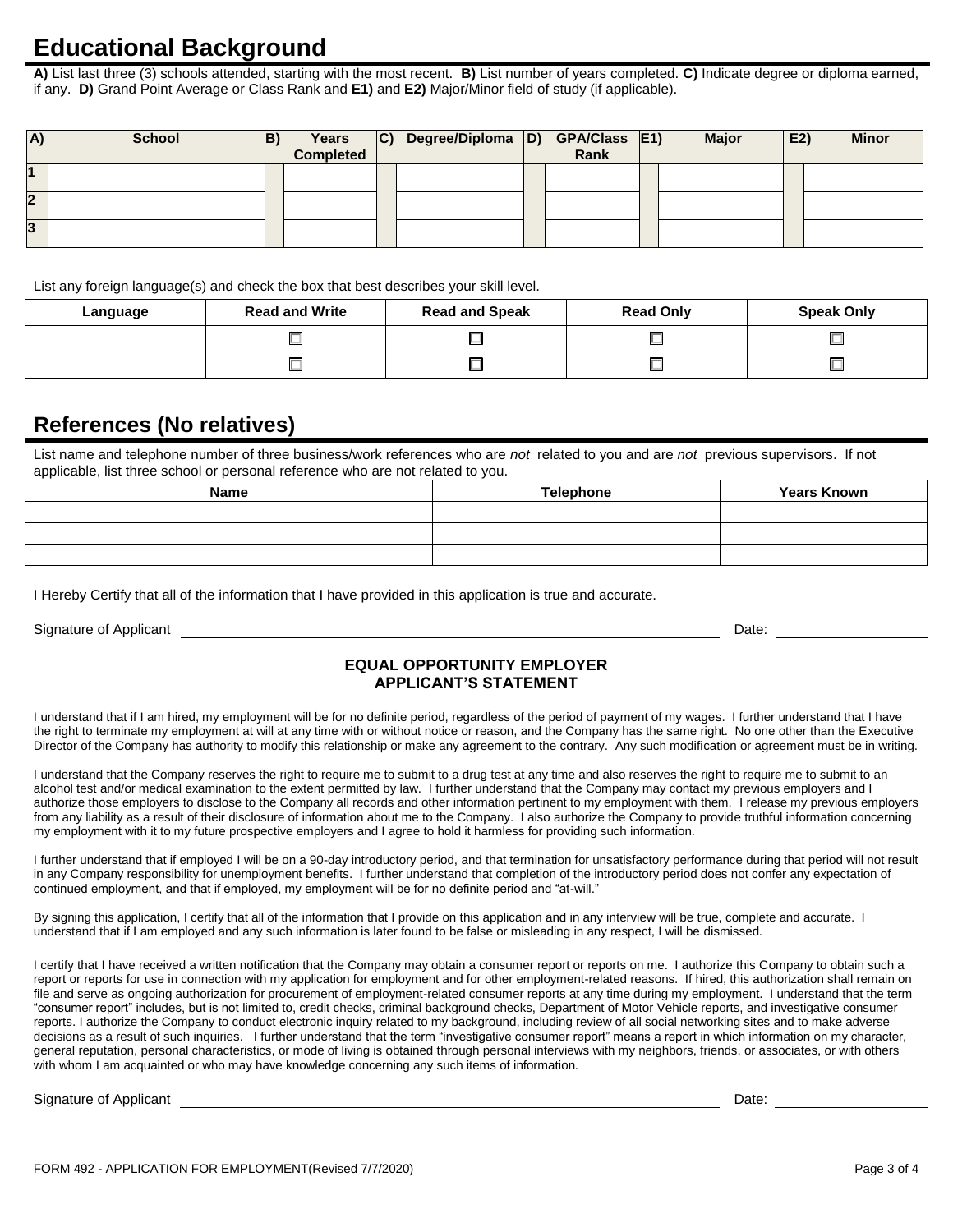# Educational Background

**A)** List last three (3) schools attended, starting with the most recent. **B)** List number of years completed. **C)** Indicate degree or diploma earned, if any. **D)** Grand Point Average or Class Rank and **E1)** and **E2)** Major/Minor field of study (if applicable).

| A) | School | B) | Years Completed | C) | Degree/Diploma | D) | GPA/Class Rank | E1) | Major | E2) | Minor |
|---|---|---|---|---|---|---|---|---|---|---|---|
| 1 | | | | | | | | | | | |
| 2 | | | | | | | | | | | |
| 3 | | | | | | | | | | | |

List any foreign language(s) and check the box that best describes your skill level.

| Language | Read and Write | Read and Speak | Read Only | Speak Only |
|---|---|---|---|---|
| | ☐ | ☐ | ☐ | ☐ |
| | ☐ | ☐ | ☐ | ☐ |

# References (No relatives)

List name and telephone number of three business/work references who are *not* related to you and are *not* previous supervisors. If not applicable, list three school or personal reference who are not related to you.

| Name | Telephone | Years Known |
|---|---|---|
| | | |
| | | |
| | | |

I Hereby Certify that all of the information that I have provided in this application is true and accurate.

Signature of Applicant ______________________________ Date: ______________

**EQUAL OPPORTUNITY EMPLOYER**
**APPLICANT'S STATEMENT**

I understand that if I am hired, my employment will be for no definite period, regardless of the period of payment of my wages. I further understand that I have the right to terminate my employment at will at any time with or without notice or reason, and the Company has the same right. No one other than the Executive Director of the Company has authority to modify this relationship or make any agreement to the contrary. Any such modification or agreement must be in writing.

I understand that the Company reserves the right to require me to submit to a drug test at any time and also reserves the right to require me to submit to an alcohol test and/or medical examination to the extent permitted by law. I further understand that the Company may contact my previous employers and I authorize those employers to disclose to the Company all records and other information pertinent to my employment with them. I release my previous employers from any liability as a result of their disclosure of information about me to the Company. I also authorize the Company to provide truthful information concerning my employment with it to my future prospective employers and I agree to hold it harmless for providing such information.

I further understand that if employed I will be on a 90-day introductory period, and that termination for unsatisfactory performance during that period will not result in any Company responsibility for unemployment benefits. I further understand that completion of the introductory period does not confer any expectation of continued employment, and that if employed, my employment will be for no definite period and "at-will."

By signing this application, I certify that all of the information that I provide on this application and in any interview will be true, complete and accurate. I understand that if I am employed and any such information is later found to be false or misleading in any respect, I will be dismissed.

I certify that I have received a written notification that the Company may obtain a consumer report or reports on me. I authorize this Company to obtain such a report or reports for use in connection with my application for employment and for other employment-related reasons. If hired, this authorization shall remain on file and serve as ongoing authorization for procurement of employment-related consumer reports at any time during my employment. I understand that the term "consumer report" includes, but is not limited to, credit checks, criminal background checks, Department of Motor Vehicle reports, and investigative consumer reports. I authorize the Company to conduct electronic inquiry related to my background, including review of all social networking sites and to make adverse decisions as a result of such inquiries. I further understand that the term "investigative consumer report" means a report in which information on my character, general reputation, personal characteristics, or mode of living is obtained through personal interviews with my neighbors, friends, or associates, or with others with whom I am acquainted or who may have knowledge concerning any such items of information.

Signature of Applicant ______________________________ Date: ______________

FORM 492 - APPLICATION FOR EMPLOYMENT(Revised 7/7/2020)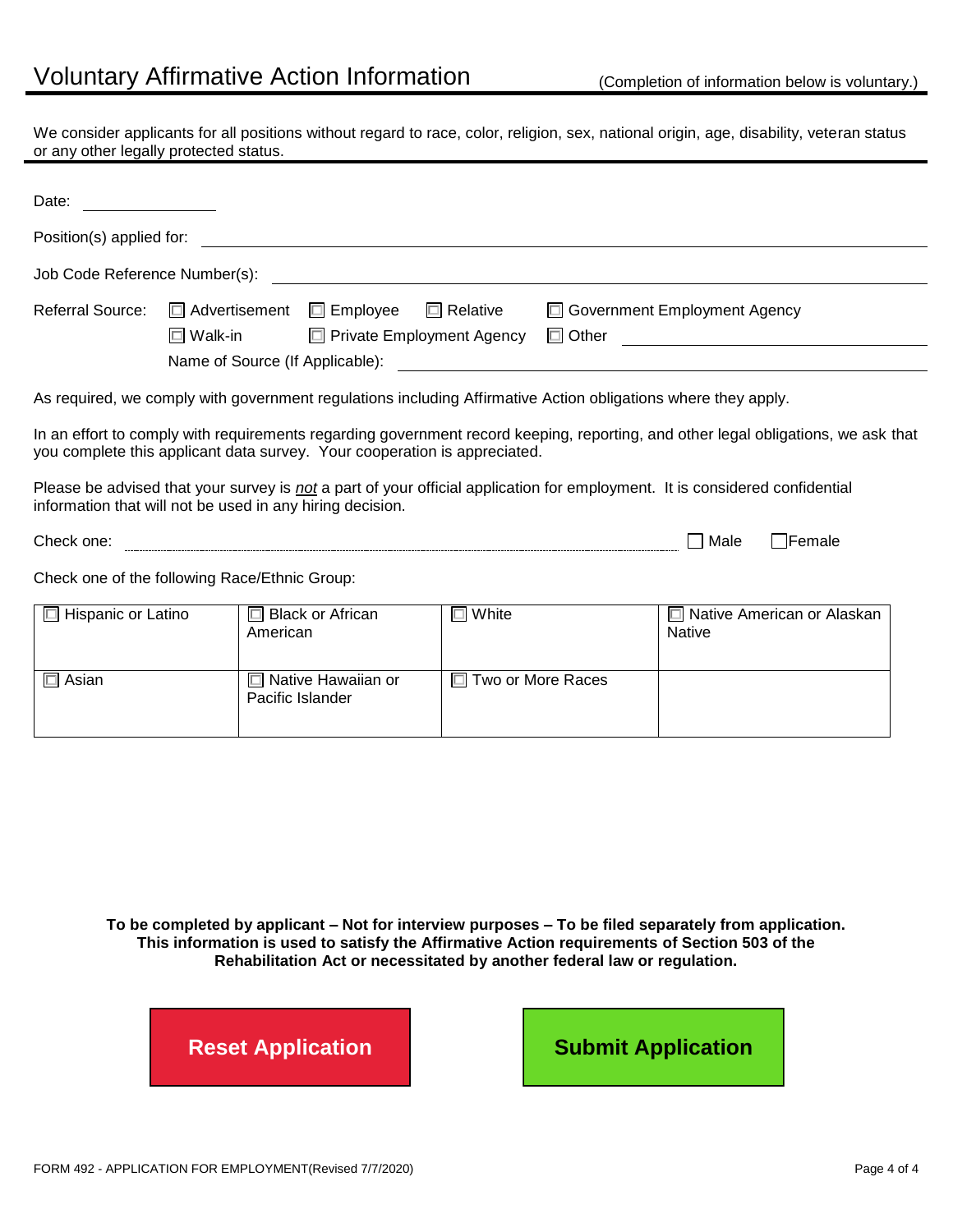# Voluntary Affirmative Action Information

(Completion of information below is voluntary.)

We consider applicants for all positions without regard to race, color, religion, sex, national origin, age, disability, veteran status or any other legally protected status.

Date: ______________

Position(s) applied for: ______________________________________________

Job Code Reference Number(s): ______________________________________________

Referral Source: ☐ Advertisement ☐ Employee ☐ Relative ☐ Government Employment Agency
☐ Walk-in ☐ Private Employment Agency ☐ Other ______________________
Name of Source (If Applicable): ______________________________

As required, we comply with government regulations including Affirmative Action obligations where they apply.

In an effort to comply with requirements regarding government record keeping, reporting, and other legal obligations, we ask that you complete this applicant data survey. Your cooperation is appreciated.

Please be advised that your survey is *not* a part of your official application for employment. It is considered confidential information that will not be used in any hiring decision.

Check one: ........................................................................ ☐ Male ☐ Female

Check one of the following Race/Ethnic Group:

| | | | |
|---|---|---|---|
| ☐ Hispanic or Latino | ☐ Black or African American | ☐ White | ☐ Native American or Alaskan Native |
| ☐ Asian | ☐ Native Hawaiian or Pacific Islander | ☐ Two or More Races | |

**To be completed by applicant – Not for interview purposes – To be filed separately from application. This information is used to satisfy the Affirmative Action requirements of Section 503 of the Rehabilitation Act or necessitated by another federal law or regulation.**

**Reset Application** **Submit Application**

FORM 492 - APPLICATION FOR EMPLOYMENT(Revised 7/7/2020)